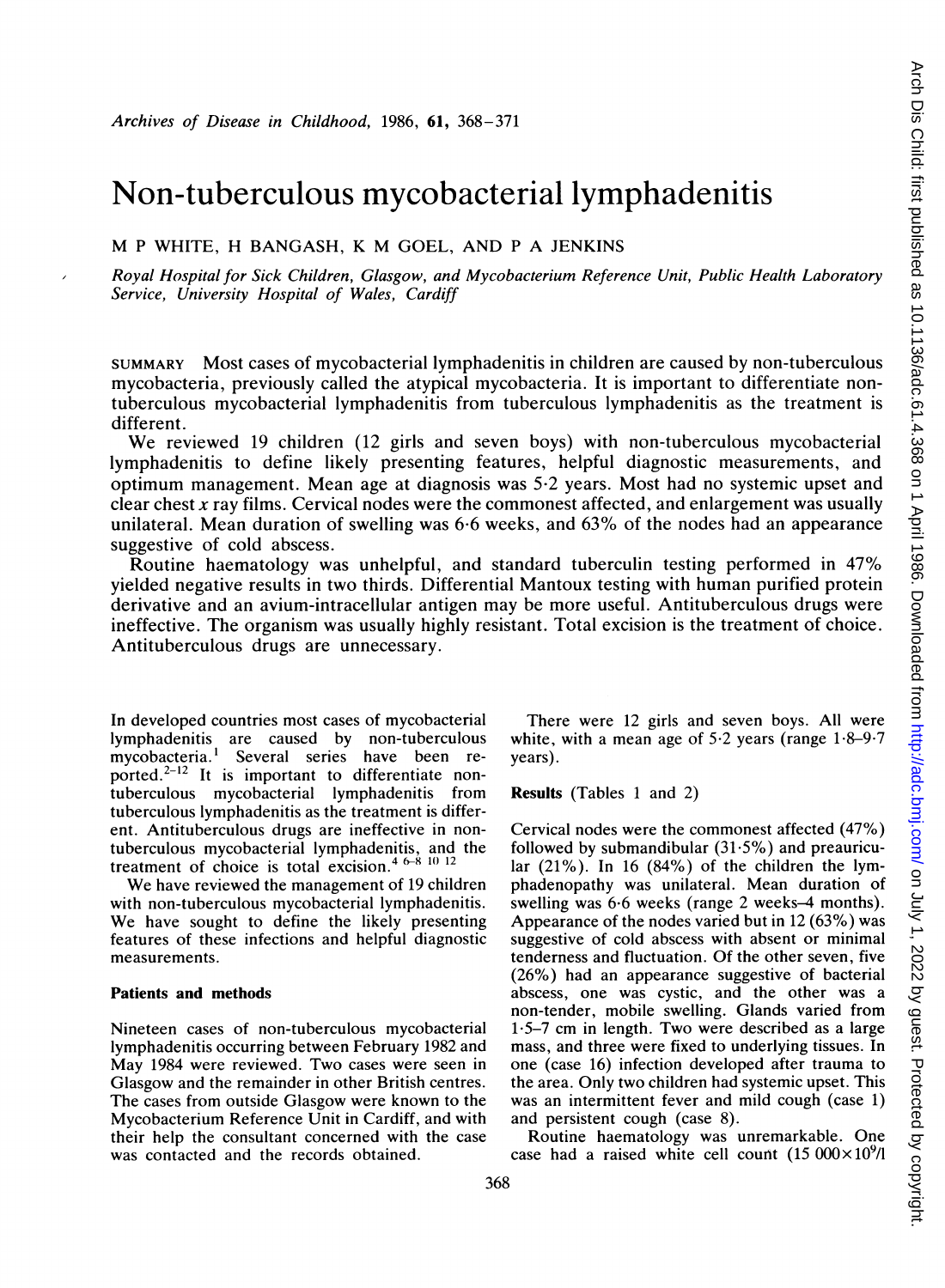# Non-tuberculous mycobacterial lymphadenitis

M P WHITE, H BANGASH, K M GOEL, AND P A JENKINS

*Royal Hospital for Sick Children, Glasgow, and Mycobacterium Reference Unit, Public Health Laboratory Service, University Hospital of Wales, Cardiff*

SUMMARY Most cases of mycobacterial lymphadenitis in children are caused by non-tuberculous mycobacteria, previously called the atypical mycobacteria. It is important to differentiate non-tuberculous mycobacterial lymphadenitis from tuberculous lymphadenitis as the treatment is different.

We reviewed 19 children (12 girls and seven boys) with non-tuberculous mycobacterial lymphadenitis to define likely presenting features, helpful diagnostic measurements, and optimum management. Mean age at diagnosis was 5·2 years. Most had no systemic upset and clear chest *x* ray films. Cervical nodes were the commonest affected, and enlargement was usually unilateral. Mean duration of swelling was 6·6 weeks, and 63% of the nodes had an appearance suggestive of cold abscess.

Routine haematology was unhelpful, and standard tuberculin testing performed in 47% yielded negative results in two thirds. Differential Mantoux testing with human purified protein derivative and an avium-intracellular antigen may be more useful. Antituberculous drugs were ineffective. The organism was usually highly resistant. Total excision is the treatment of choice. Antituberculous drugs are unnecessary.

In developed countries most cases of mycobacterial lymphadenitis are caused by non-tuberculous mycobacteria.[1] Several series have been reported.[2–12] It is important to differentiate non-tuberculous mycobacterial lymphadenitis from tuberculous lymphadenitis as the treatment is different. Antituberculous drugs are ineffective in non-tuberculous mycobacterial lymphadenitis, and the treatment of choice is total excision.[4 6–8 10 12]

We have reviewed the management of 19 children with non-tuberculous mycobacterial lymphadenitis. We have sought to define the likely presenting features of these infections and helpful diagnostic measurements.

## Patients and methods

Nineteen cases of non-tuberculous mycobacterial lymphadenitis occurring between February 1982 and May 1984 were reviewed. Two cases were seen in Glasgow and the remainder in other British centres. The cases from outside Glasgow were known to the Mycobacterium Reference Unit in Cardiff, and with their help the consultant concerned with the case was contacted and the records obtained.

There were 12 girls and seven boys. All were white, with a mean age of 5·2 years (range 1·8–9·7 years).

## Results (Tables 1 and 2)

Cervical nodes were the commonest affected (47%) followed by submandibular (31·5%) and preauricular (21%). In 16 (84%) of the children the lymphadenopathy was unilateral. Mean duration of swelling was 6·6 weeks (range 2 weeks–4 months). Appearance of the nodes varied but in 12 (63%) was suggestive of cold abscess with absent or minimal tenderness and fluctuation. Of the other seven, five (26%) had an appearance suggestive of bacterial abscess, one was cystic, and the other was a non-tender, mobile swelling. Glands varied from 1·5–7 cm in length. Two were described as a large mass, and three were fixed to underlying tissues. In one (case 16) infection developed after trauma to the area. Only two children had systemic upset. This was an intermittent fever and mild cough (case 1) and persistent cough (case 8).

Routine haematology was unremarkable. One case had a raised white cell count ($15\,000\times10^9$/l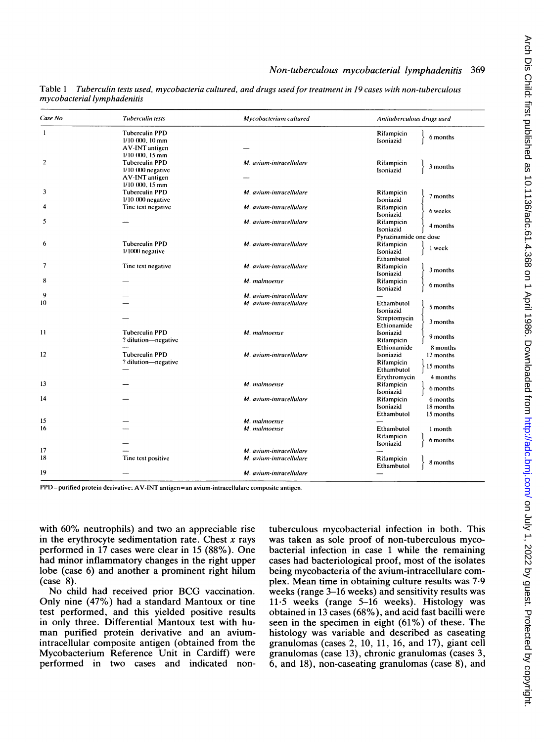Table 1 *Tuberculin tests used, mycobacteria cultured, and drugs used for treatment in 19 cases with non-tuberculous mycobacterial lymphadenitis*

| Case No | Tuberculin tests | Mycobacterium cultured | Antituberculous drugs used | |
|---|---|---|---|---|
| 1 | Tuberculin PPD 1/10 000, 10 mm AV-INT antigen 1/10 000, 15 mm | — | Rifampicin Isoniazid | 6 months |
| 2 | Tuberculin PPD 1/10 000 negative AV-INT antigen 1/10 000, 15 mm | *M. avium-intracellulare* — | Rifampicin Isoniazid | 3 months |
| 3 | Tuberculin PPD 1/10 000 negative | *M. avium-intracellulare* | Rifampicin Isoniazid | 7 months |
| 4 | Tine test negative | *M. avium-intracellulare* | Rifampicin Isoniazid | 6 weeks |
| 5 | — | *M. avium-intracellulare* | Rifampicin Isoniazid | 4 months |
| | | | Pyrazinamide one dose | |
| 6 | Tuberculin PPD 1/1000 negative | *M. avium-intracellulare* | Rifampicin Isoniazid Ethambutol | 1 week |
| 7 | Tine test negative | *M. avium-intracellulare* | Rifampicin Isoniazid | 3 months |
| 8 | — | *M. malmoense* | Rifampicin Isoniazid | 6 months |
| 9 | — | *M. avium-intracellulare* | — | |
| 10 | — | *M. avium-intracellulare* | Ethambutol Isoniazid | 5 months |
| | — | | Streptomycin Ethionamide | 3 months |
| 11 | Tuberculin PPD ? dilution—negative | *M. malmoense* | Isoniazid Rifampicin | 9 months |
| | — | | Ethionamide | 8 months |
| 12 | Tuberculin PPD ? dilution—negative | *M. avium-intracellulare* | Isoniazid | 12 months |
| | — | | Rifampicin Ethambutol | 15 months |
| | | | Erythromycin | 4 months |
| 13 | — | *M. malmoense* | Rifampicin Isoniazid | 6 months |
| 14 | — | *M. avium-intracellulare* | Rifampicin | 6 months |
| | | | Isoniazid | 18 months |
| | | | Ethambutol | 15 months |
| 15 | — | *M. malmoense* | — | |
| 16 | — | *M. malmoense* | Ethambutol | 1 month |
| | — | | Rifampicin Isoniazid | 6 months |
| 17 | — | *M. avium-intracellulare* | — | |
| 18 | Tine test positive | *M. avium-intracellulare* | Rifampicin Ethambutol | 8 months |
| 19 | — | *M. avium-intracellulare* | — | |

PPD=purified protein derivative; AV-INT antigen=an avium-intracellulare composite antigen.

with 60% neutrophils) and two an appreciable rise in the erythrocyte sedimentation rate. Chest *x* rays performed in 17 cases were clear in 15 (88%). One had minor inflammatory changes in the right upper lobe (case 6) and another a prominent right hilum (case 8).

No child had received prior BCG vaccination. Only nine (47%) had a standard Mantoux or tine test performed, and this yielded positive results in only three. Differential Mantoux test with human purified protein derivative and an avium-intracellular composite antigen (obtained from the Mycobacterium Reference Unit in Cardiff) were performed in two cases and indicated non-tuberculous mycobacterial infection in both. This was taken as sole proof of non-tuberculous mycobacterial infection in case 1 while the remaining cases had bacteriological proof, most of the isolates being mycobacteria of the avium-intracellulare complex. Mean time in obtaining culture results was 7·9 weeks (range 3–16 weeks) and sensitivity results was 11·5 weeks (range 5–16 weeks). Histology was obtained in 13 cases (68%), and acid fast bacilli were seen in the specimen in eight (61%) of these. The histology was variable and described as caseating granulomas (cases 2, 10, 11, 16, and 17), giant cell granulomas (case 13), chronic granulomas (cases 3, 6, and 18), non-caseating granulomas (case 8), and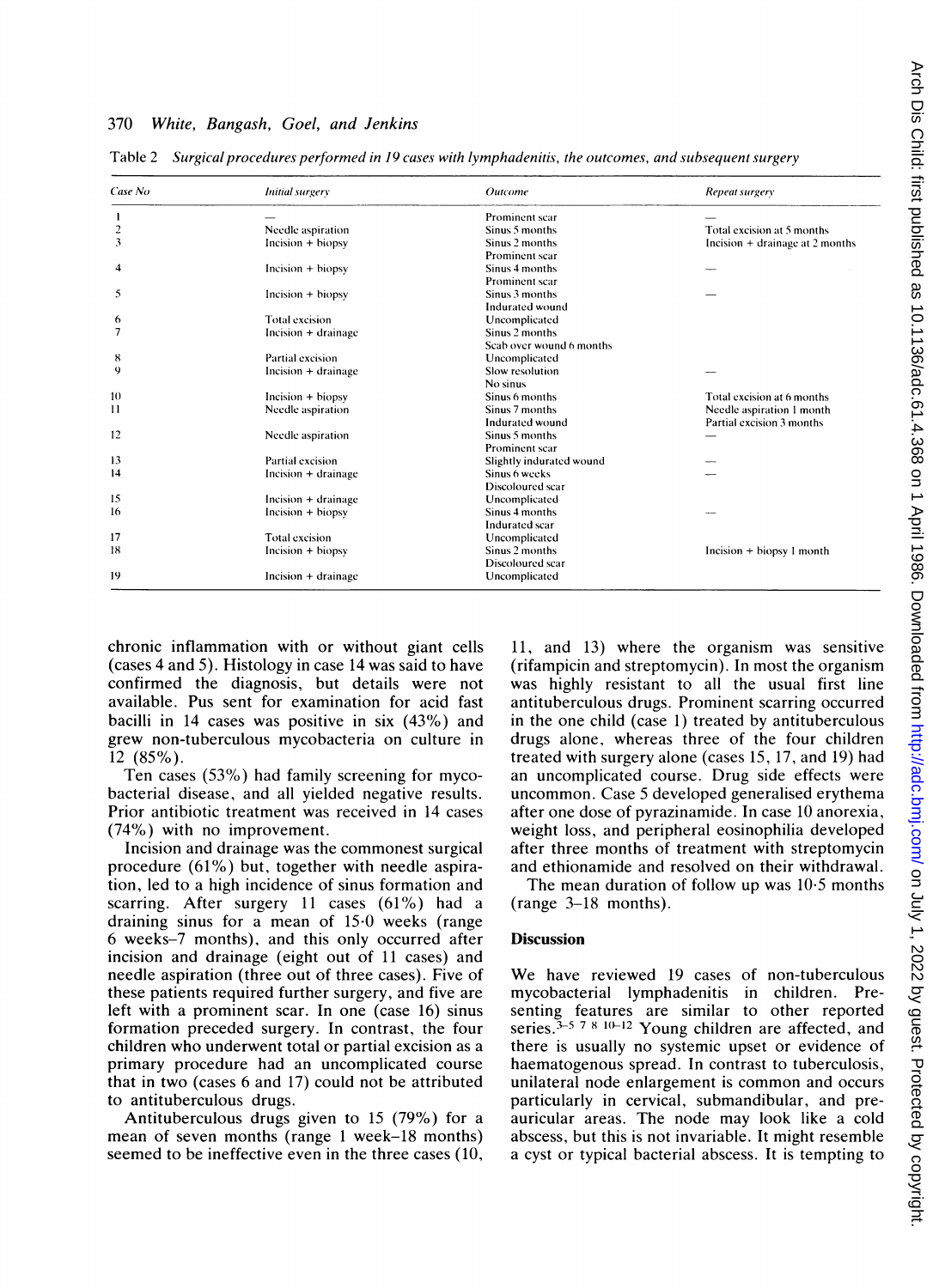Table 2 *Surgical procedures performed in 19 cases with lymphadenitis, the outcomes, and subsequent surgery*

| Case No | Initial surgery | Outcome | Repeat surgery |
|---|---|---|---|
| 1 | — | Prominent scar | — |
| 2 | Needle aspiration | Sinus 5 months | Total excision at 5 months |
| 3 | Incision + biopsy | Sinus 2 months<br>Prominent scar | Incision + drainage at 2 months |
| 4 | Incision + biopsy | Sinus 4 months<br>Prominent scar | — |
| 5 | Incision + biopsy | Sinus 3 months<br>Indurated wound | — |
| 6 | Total excision | Uncomplicated | |
| 7 | Incision + drainage | Sinus 2 months<br>Scab over wound 6 months | |
| 8 | Partial excision | Uncomplicated | |
| 9 | Incision + drainage | Slow resolution<br>No sinus | — |
| 10 | Incision + biopsy | Sinus 6 months | Total excision at 6 months |
| 11 | Needle aspiration | Sinus 7 months<br>Indurated wound | Needle aspiration 1 month<br>Partial excision 3 months |
| 12 | Needle aspiration | Sinus 5 months<br>Prominent scar | — |
| 13 | Partial excision | Slightly indurated wound | — |
| 14 | Incision + drainage | Sinus 6 weeks<br>Discoloured scar | — |
| 15 | Incision + drainage | Uncomplicated | |
| 16 | Incision + biopsy | Sinus 4 months<br>Indurated scar | — |
| 17 | Total excision | Uncomplicated | |
| 18 | Incision + biopsy | Sinus 2 months<br>Discoloured scar | Incision + biopsy 1 month |
| 19 | Incision + drainage | Uncomplicated | |

chronic inflammation with or without giant cells (cases 4 and 5). Histology in case 14 was said to have confirmed the diagnosis, but details were not available. Pus sent for examination for acid fast bacilli in 14 cases was positive in six (43%) and grew non-tuberculous mycobacteria on culture in 12 (85%).

Ten cases (53%) had family screening for mycobacterial disease, and all yielded negative results. Prior antibiotic treatment was received in 14 cases (74%) with no improvement.

Incision and drainage was the commonest surgical procedure (61%) but, together with needle aspiration, led to a high incidence of sinus formation and scarring. After surgery 11 cases (61%) had a draining sinus for a mean of 15·0 weeks (range 6 weeks–7 months), and this only occurred after incision and drainage (eight out of 11 cases) and needle aspiration (three out of three cases). Five of these patients required further surgery, and five are left with a prominent scar. In one (case 16) sinus formation preceded surgery. In contrast, the four children who underwent total or partial excision as a primary procedure had an uncomplicated course that in two (cases 6 and 17) could not be attributed to antituberculous drugs.

Antituberculous drugs given to 15 (79%) for a mean of seven months (range 1 week–18 months) seemed to be ineffective even in the three cases (10, 11, and 13) where the organism was sensitive (rifampicin and streptomycin). In most the organism was highly resistant to all the usual first line antituberculous drugs. Prominent scarring occurred in the one child (case 1) treated by antituberculous drugs alone, whereas three of the four children treated with surgery alone (cases 15, 17, and 19) had an uncomplicated course. Drug side effects were uncommon. Case 5 developed generalised erythema after one dose of pyrazinamide. In case 10 anorexia, weight loss, and peripheral eosinophilia developed after three months of treatment with streptomycin and ethionamide and resolved on their withdrawal.

The mean duration of follow up was 10·5 months (range 3–18 months).

## Discussion

We have reviewed 19 cases of non-tuberculous mycobacterial lymphadenitis in children. Presenting features are similar to other reported series.[3–5 7 8 10–12] Young children are affected, and there is usually no systemic upset or evidence of haematogenous spread. In contrast to tuberculosis, unilateral node enlargement is common and occurs particularly in cervical, submandibular, and preauricular areas. The node may look like a cold abscess, but this is not invariable. It might resemble a cyst or typical bacterial abscess. It is tempting to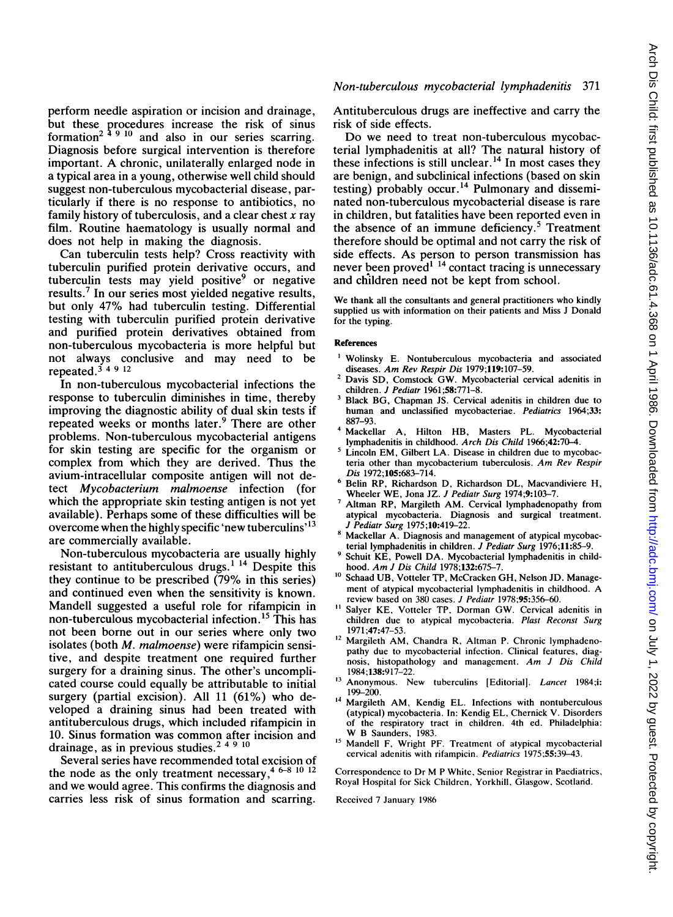perform needle aspiration or incision and drainage, but these procedures increase the risk of sinus formation[2 4 9 10] and also in our series scarring. Diagnosis before surgical intervention is therefore important. A chronic, unilaterally enlarged node in a typical area in a young, otherwise well child should suggest non-tuberculous mycobacterial disease, particularly if there is no response to antibiotics, no family history of tuberculosis, and a clear chest *x* ray film. Routine haematology is usually normal and does not help in making the diagnosis.

Can tuberculin tests help? Cross reactivity with tuberculin purified protein derivative occurs, and tuberculin tests may yield positive[9] or negative results.[7] In our series most yielded negative results, but only 47% had tuberculin testing. Differential testing with tuberculin purified protein derivative and purified protein derivatives obtained from non-tuberculous mycobacteria is more helpful but not always conclusive and may need to be repeated.[3 4 9 12]

In non-tuberculous mycobacterial infections the response to tuberculin diminishes in time, thereby improving the diagnostic ability of dual skin tests if repeated weeks or months later.[9] There are other problems. Non-tuberculous mycobacterial antigens for skin testing are specific for the organism or complex from which they are derived. Thus the avium-intracellular composite antigen will not detect *Mycobacterium malmoense* infection (for which the appropriate skin testing antigen is not yet available). Perhaps some of these difficulties will be overcome when the highly specific 'new tuberculins'[13] are commercially available.

Non-tuberculous mycobacteria are usually highly resistant to antituberculous drugs.[1 14] Despite this they continue to be prescribed (79% in this series) and continued even when the sensitivity is known. Mandell suggested a useful role for rifampicin in non-tuberculous mycobacterial infection.[15] This has not been borne out in our series where only two isolates (both *M. malmoense*) were rifampicin sensitive, and despite treatment one required further surgery for a draining sinus. The other's uncomplicated course could equally be attributable to initial surgery (partial excision). All 11 (61%) who developed a draining sinus had been treated with antituberculous drugs, which included rifampicin in 10. Sinus formation was common after incision and drainage, as in previous studies.[2 4 9 10]

Several series have recommended total excision of the node as the only treatment necessary,[4 6–8 10 12] and we would agree. This confirms the diagnosis and carries less risk of sinus formation and scarring. Antituberculous drugs are ineffective and carry the risk of side effects.

Do we need to treat non-tuberculous mycobacterial lymphadenitis at all? The natural history of these infections is still unclear.[14] In most cases they are benign, and subclinical infections (based on skin testing) probably occur.[14] Pulmonary and disseminated non-tuberculous mycobacterial disease is rare in children, but fatalities have been reported even in the absence of an immune deficiency.[5] Treatment therefore should be optimal and not carry the risk of side effects. As person to person transmission has never been proved[1 14] contact tracing is unnecessary and children need not be kept from school.

We thank all the consultants and general practitioners who kindly supplied us with information on their patients and Miss J Donald for the typing.

## References

1. Wolinsky E. Nontuberculous mycobacteria and associated diseases. *Am Rev Respir Dis* 1979;**119**:107–59.
2. Davis SD, Comstock GW. Mycobacterial cervical adenitis in children. *J Pediatr* 1961;**58**:771–8.
3. Black BG, Chapman JS. Cervical adenitis in children due to human and unclassified mycobacteriae. *Pediatrics* 1964;**33**: 887–93.
4. Mackellar A, Hilton HB, Masters PL. Mycobacterial lymphadenitis in childhood. *Arch Dis Child* 1966;**42**:70–4.
5. Lincoln EM, Gilbert LA. Disease in children due to mycobacteria other than mycobacterium tuberculosis. *Am Rev Respir Dis* 1972;**105**:683–714.
6. Belin RP, Richardson D, Richardson DL, Macvandiviere H, Wheeler WE, Jona JZ. *J Pediatr Surg* 1974;**9**:103–7.
7. Altman RP, Margileth AM. Cervical lymphadenopathy from atypical mycobacteria. Diagnosis and surgical treatment. *J Pediatr Surg* 1975;**10**:419–22.
8. Mackellar A. Diagnosis and management of atypical mycobacterial lymphadenitis in children. *J Pediatr Surg* 1976;**11**:85–9.
9. Schuit KE, Powell DA. Mycobacterial lymphadenitis in childhood. *Am J Dis Child* 1978;**132**:675–7.
10. Schaad UB, Votteler TP, McCracken GH, Nelson JD. Management of atypical mycobacterial lymphadenitis in childhood. A review based on 380 cases. *J Pediatr* 1978;**95**:356–60.
11. Salyer KE, Votteler TP, Dorman GW. Cervical adenitis in children due to atypical mycobacteria. *Plast Reconst Surg* 1971;**47**:47–53.
12. Margileth AM, Chandra R, Altman P. Chronic lymphadenopathy due to mycobacterial infection. Clinical features, diagnosis, histopathology and management. *Am J Dis Child* 1984;**138**:917–22.
13. Anonymous. New tuberculins [Editorial]. *Lancet* 1984;**i**: 199–200.
14. Margileth AM, Kendig EL. Infections with nontuberculous (atypical) mycobacteria. In: Kendig EL, Chernick V. Disorders of the respiratory tract in children. 4th ed. Philadelphia: W B Saunders, 1983.
15. Mandell F, Wright PF. Treatment of atypical mycobacterial cervical adenitis with rifampicin. *Pediatrics* 1975;**55**:39–43.

Correspondence to Dr M P White, Senior Registrar in Paediatrics, Royal Hospital for Sick Children, Yorkhill, Glasgow, Scotland.

Received 7 January 1986